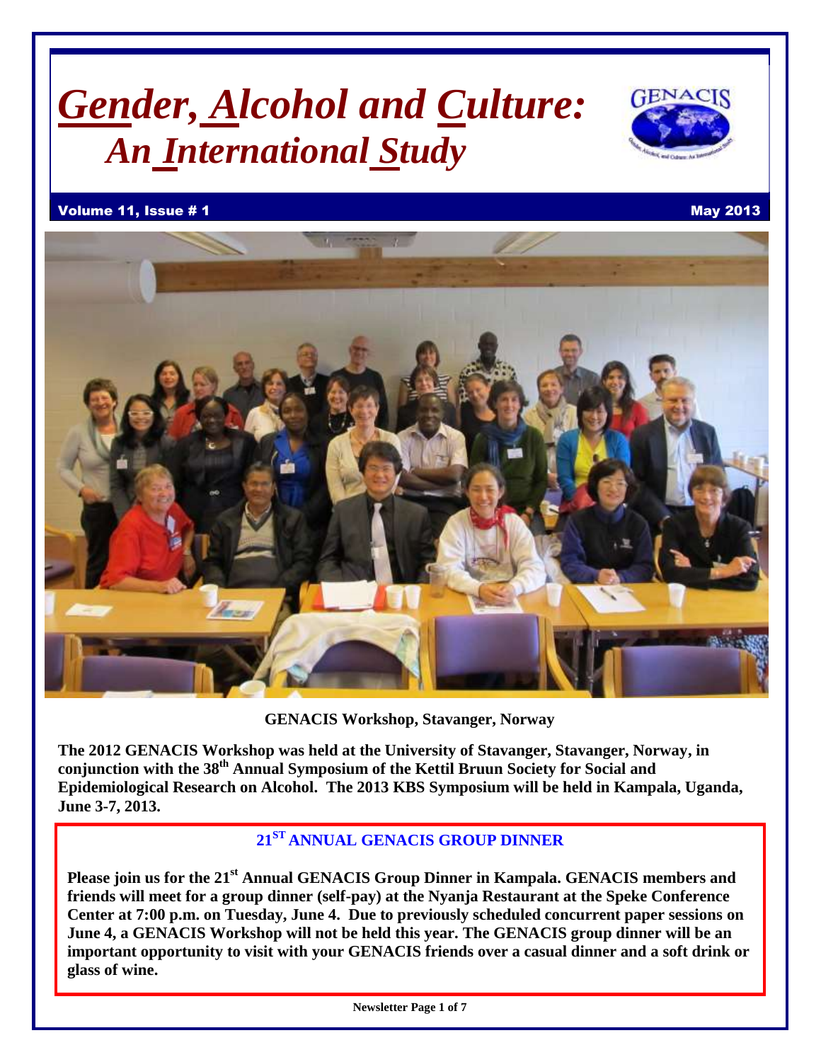# *Gender, Alcohol and Culture: An International Study*

**Volume 11, Issue # 1** **May 2013**

**GENACIS Workshop, Stavanger, Norway**

**The 2012 GENACIS Workshop was held at the University of Stavanger, Stavanger, Norway, in conjunction with the 38th Annual Symposium of the Kettil Bruun Society for Social and Epidemiological Research on Alcohol. The 2013 KBS Symposium will be held in Kampala, Uganda, June 3-7, 2013.**

## 21ST ANNUAL GENACIS GROUP DINNER

**Please join us for the 21st Annual GENACIS Group Dinner in Kampala. GENACIS members and friends will meet for a group dinner (self-pay) at the Nyanja Restaurant at the Speke Conference Center at 7:00 p.m. on Tuesday, June 4. Due to previously scheduled concurrent paper sessions on June 4, a GENACIS Workshop will not be held this year. The GENACIS group dinner will be an important opportunity to visit with your GENACIS friends over a casual dinner and a soft drink or glass of wine.**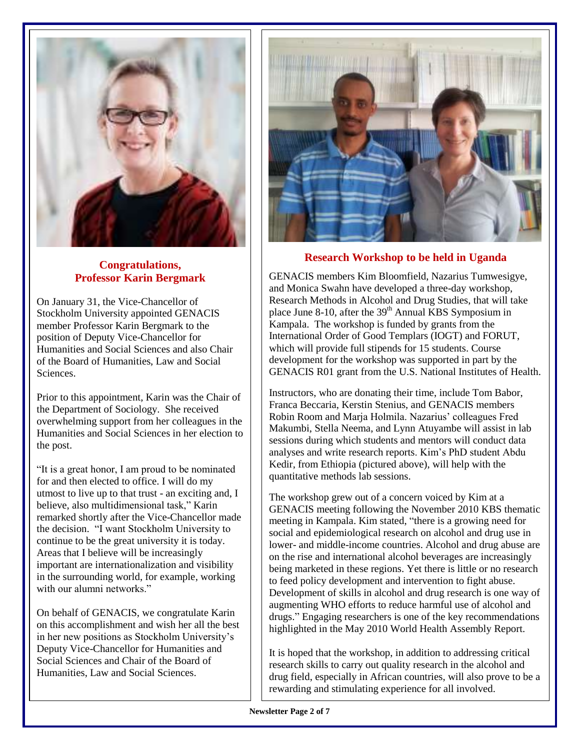## Congratulations, Professor Karin Bergmark

On January 31, the Vice-Chancellor of Stockholm University appointed GENACIS member Professor Karin Bergmark to the position of Deputy Vice-Chancellor for Humanities and Social Sciences and also Chair of the Board of Humanities, Law and Social Sciences.

Prior to this appointment, Karin was the Chair of the Department of Sociology. She received overwhelming support from her colleagues in the Humanities and Social Sciences in her election to the post.

"It is a great honor, I am proud to be nominated for and then elected to office. I will do my utmost to live up to that trust - an exciting and, I believe, also multidimensional task," Karin remarked shortly after the Vice-Chancellor made the decision. "I want Stockholm University to continue to be the great university it is today. Areas that I believe will be increasingly important are internationalization and visibility in the surrounding world, for example, working with our alumni networks."

On behalf of GENACIS, we congratulate Karin on this accomplishment and wish her all the best in her new positions as Stockholm University's Deputy Vice-Chancellor for Humanities and Social Sciences and Chair of the Board of Humanities, Law and Social Sciences.

## Research Workshop to be held in Uganda

GENACIS members Kim Bloomfield, Nazarius Tumwesigye, and Monica Swahn have developed a three-day workshop, Research Methods in Alcohol and Drug Studies, that will take place June 8-10, after the 39th Annual KBS Symposium in Kampala. The workshop is funded by grants from the International Order of Good Templars (IOGT) and FORUT, which will provide full stipends for 15 students. Course development for the workshop was supported in part by the GENACIS R01 grant from the U.S. National Institutes of Health.

Instructors, who are donating their time, include Tom Babor, Franca Beccaria, Kerstin Stenius, and GENACIS members Robin Room and Marja Holmila. Nazarius' colleagues Fred Makumbi, Stella Neema, and Lynn Atuyambe will assist in lab sessions during which students and mentors will conduct data analyses and write research reports. Kim's PhD student Abdu Kedir, from Ethiopia (pictured above), will help with the quantitative methods lab sessions.

The workshop grew out of a concern voiced by Kim at a GENACIS meeting following the November 2010 KBS thematic meeting in Kampala. Kim stated, "there is a growing need for social and epidemiological research on alcohol and drug use in lower- and middle-income countries. Alcohol and drug abuse are on the rise and international alcohol beverages are increasingly being marketed in these regions. Yet there is little or no research to feed policy development and intervention to fight abuse. Development of skills in alcohol and drug research is one way of augmenting WHO efforts to reduce harmful use of alcohol and drugs." Engaging researchers is one of the key recommendations highlighted in the May 2010 World Health Assembly Report.

It is hoped that the workshop, in addition to addressing critical research skills to carry out quality research in the alcohol and drug field, especially in African countries, will also prove to be a rewarding and stimulating experience for all involved.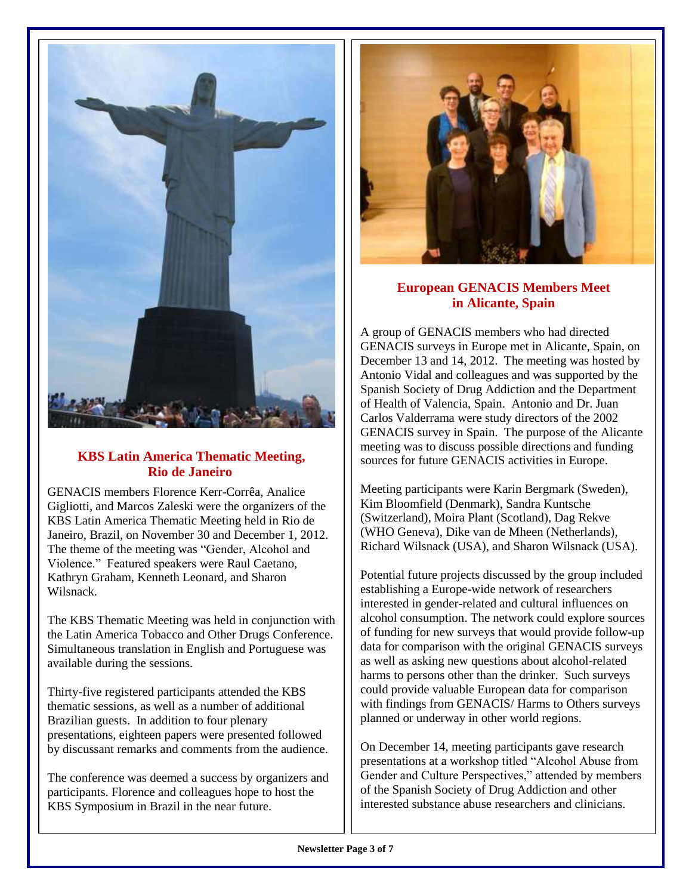## KBS Latin America Thematic Meeting, Rio de Janeiro

GENACIS members Florence Kerr-Corrêa, Analice Gigliotti, and Marcos Zaleski were the organizers of the KBS Latin America Thematic Meeting held in Rio de Janeiro, Brazil, on November 30 and December 1, 2012. The theme of the meeting was "Gender, Alcohol and Violence." Featured speakers were Raul Caetano, Kathryn Graham, Kenneth Leonard, and Sharon Wilsnack.

The KBS Thematic Meeting was held in conjunction with the Latin America Tobacco and Other Drugs Conference. Simultaneous translation in English and Portuguese was available during the sessions.

Thirty-five registered participants attended the KBS thematic sessions, as well as a number of additional Brazilian guests. In addition to four plenary presentations, eighteen papers were presented followed by discussant remarks and comments from the audience.

The conference was deemed a success by organizers and participants. Florence and colleagues hope to host the KBS Symposium in Brazil in the near future.

## European GENACIS Members Meet in Alicante, Spain

A group of GENACIS members who had directed GENACIS surveys in Europe met in Alicante, Spain, on December 13 and 14, 2012. The meeting was hosted by Antonio Vidal and colleagues and was supported by the Spanish Society of Drug Addiction and the Department of Health of Valencia, Spain. Antonio and Dr. Juan Carlos Valderrama were study directors of the 2002 GENACIS survey in Spain. The purpose of the Alicante meeting was to discuss possible directions and funding sources for future GENACIS activities in Europe.

Meeting participants were Karin Bergmark (Sweden), Kim Bloomfield (Denmark), Sandra Kuntsche (Switzerland), Moira Plant (Scotland), Dag Rekve (WHO Geneva), Dike van de Mheen (Netherlands), Richard Wilsnack (USA), and Sharon Wilsnack (USA).

Potential future projects discussed by the group included establishing a Europe-wide network of researchers interested in gender-related and cultural influences on alcohol consumption. The network could explore sources of funding for new surveys that would provide follow-up data for comparison with the original GENACIS surveys as well as asking new questions about alcohol-related harms to persons other than the drinker. Such surveys could provide valuable European data for comparison with findings from GENACIS/ Harms to Others surveys planned or underway in other world regions.

On December 14, meeting participants gave research presentations at a workshop titled "Alcohol Abuse from Gender and Culture Perspectives," attended by members of the Spanish Society of Drug Addiction and other interested substance abuse researchers and clinicians.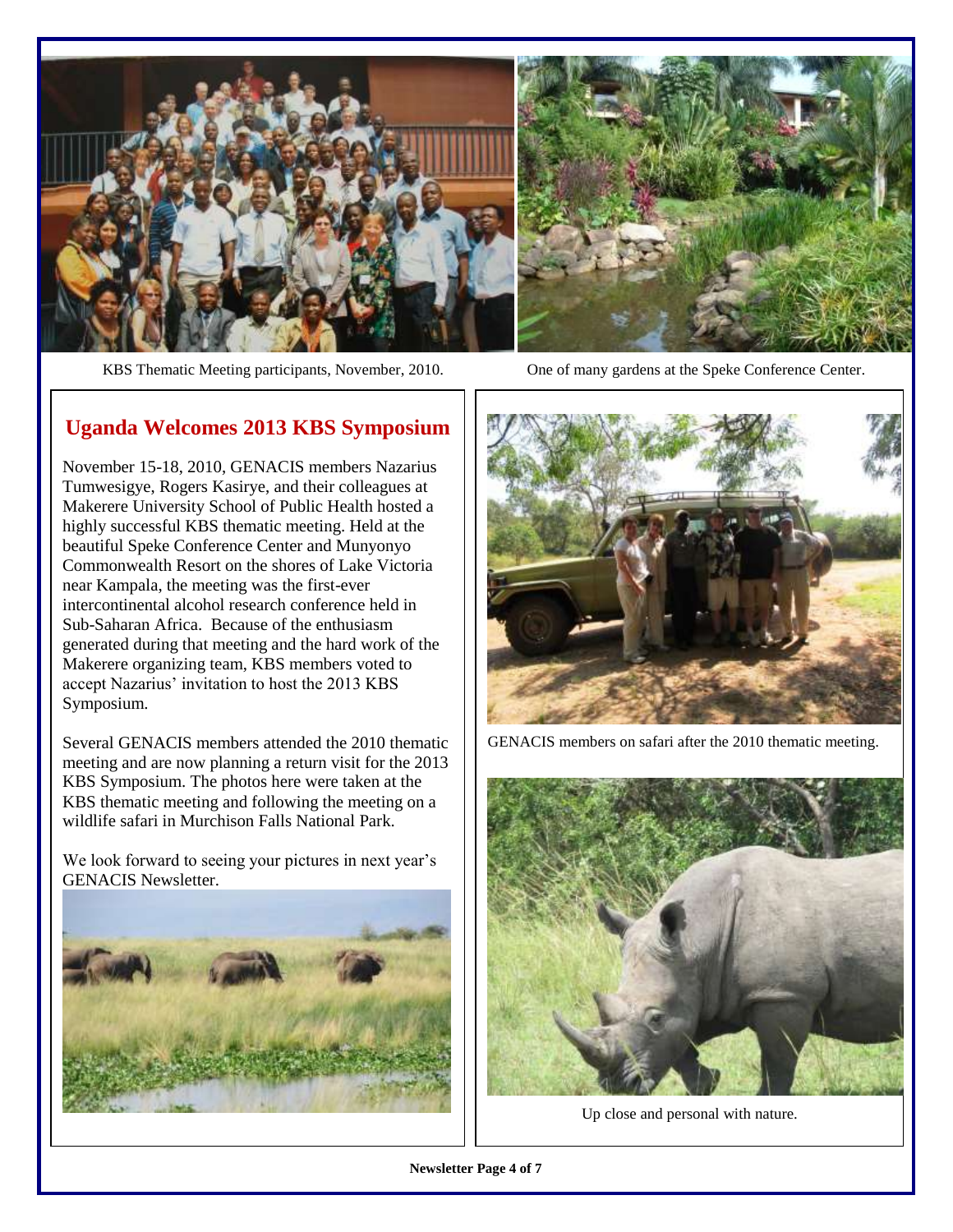KBS Thematic Meeting participants, November, 2010.

One of many gardens at the Speke Conference Center.

## Uganda Welcomes 2013 KBS Symposium

November 15-18, 2010, GENACIS members Nazarius Tumwesigye, Rogers Kasirye, and their colleagues at Makerere University School of Public Health hosted a highly successful KBS thematic meeting. Held at the beautiful Speke Conference Center and Munyonyo Commonwealth Resort on the shores of Lake Victoria near Kampala, the meeting was the first-ever intercontinental alcohol research conference held in Sub-Saharan Africa. Because of the enthusiasm generated during that meeting and the hard work of the Makerere organizing team, KBS members voted to accept Nazarius' invitation to host the 2013 KBS Symposium.

Several GENACIS members attended the 2010 thematic meeting and are now planning a return visit for the 2013 KBS Symposium. The photos here were taken at the KBS thematic meeting and following the meeting on a wildlife safari in Murchison Falls National Park.

We look forward to seeing your pictures in next year's GENACIS Newsletter.

GENACIS members on safari after the 2010 thematic meeting.

Up close and personal with nature.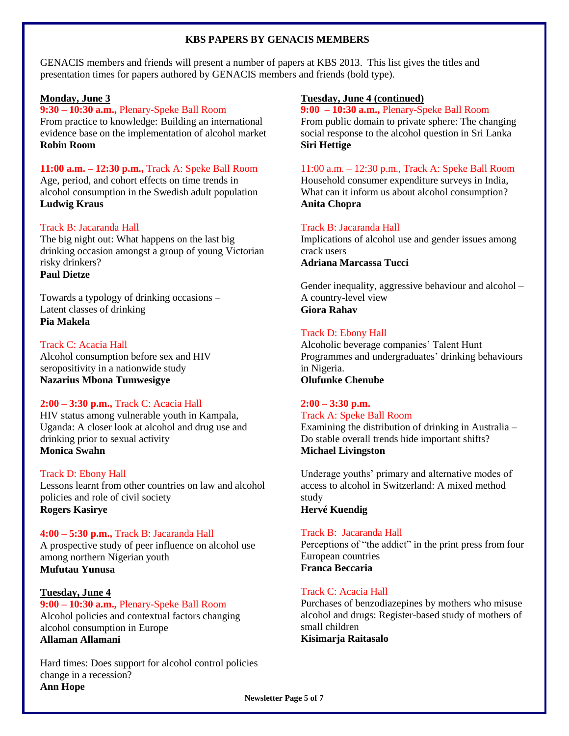## KBS PAPERS BY GENACIS MEMBERS

GENACIS members and friends will present a number of papers at KBS 2013. This list gives the titles and presentation times for papers authored by GENACIS members and friends (bold type).

### Monday, June 3

**9:30 – 10:30 a.m.,** Plenary-Speke Ball Room
From practice to knowledge: Building an international evidence base on the implementation of alcohol market
**Robin Room**

**11:00 a.m. – 12:30 p.m.,** Track A: Speke Ball Room
Age, period, and cohort effects on time trends in alcohol consumption in the Swedish adult population
**Ludwig Kraus**

Track B: Jacaranda Hall
The big night out: What happens on the last big drinking occasion amongst a group of young Victorian risky drinkers?
**Paul Dietze**

Towards a typology of drinking occasions – Latent classes of drinking
**Pia Makela**

Track C: Acacia Hall
Alcohol consumption before sex and HIV seropositivity in a nationwide study
**Nazarius Mbona Tumwesigye**

**2:00 – 3:30 p.m.,** Track C: Acacia Hall
HIV status among vulnerable youth in Kampala, Uganda: A closer look at alcohol and drug use and drinking prior to sexual activity
**Monica Swahn**

Track D: Ebony Hall
Lessons learnt from other countries on law and alcohol policies and role of civil society
**Rogers Kasirye**

**4:00 – 5:30 p.m.,** Track B: Jacaranda Hall
A prospective study of peer influence on alcohol use among northern Nigerian youth
**Mufutau Yunusa**

### Tuesday, June 4

**9:00 – 10:30 a.m.,** Plenary-Speke Ball Room
Alcohol policies and contextual factors changing alcohol consumption in Europe
**Allaman Allamani**

Hard times: Does support for alcohol control policies change in a recession?
**Ann Hope**

### Tuesday, June 4 (continued)

**9:00 – 10:30 a.m.,** Plenary-Speke Ball Room
From public domain to private sphere: The changing social response to the alcohol question in Sri Lanka
**Siri Hettige**

11:00 a.m. – 12:30 p.m., Track A: Speke Ball Room
Household consumer expenditure surveys in India, What can it inform us about alcohol consumption?
**Anita Chopra**

Track B: Jacaranda Hall
Implications of alcohol use and gender issues among crack users
**Adriana Marcassa Tucci**

Gender inequality, aggressive behaviour and alcohol – A country-level view
**Giora Rahav**

Track D: Ebony Hall
Alcoholic beverage companies' Talent Hunt Programmes and undergraduates' drinking behaviours in Nigeria.
**Olufunke Chenube**

**2:00 – 3:30 p.m.**
Track A: Speke Ball Room
Examining the distribution of drinking in Australia – Do stable overall trends hide important shifts?
**Michael Livingston**

Underage youths' primary and alternative modes of access to alcohol in Switzerland: A mixed method study
**Hervé Kuendig**

Track B: Jacaranda Hall
Perceptions of "the addict" in the print press from four European countries
**Franca Beccaria**

Track C: Acacia Hall
Purchases of benzodiazepines by mothers who misuse alcohol and drugs: Register-based study of mothers of small children
**Kisimarja Raitasalo**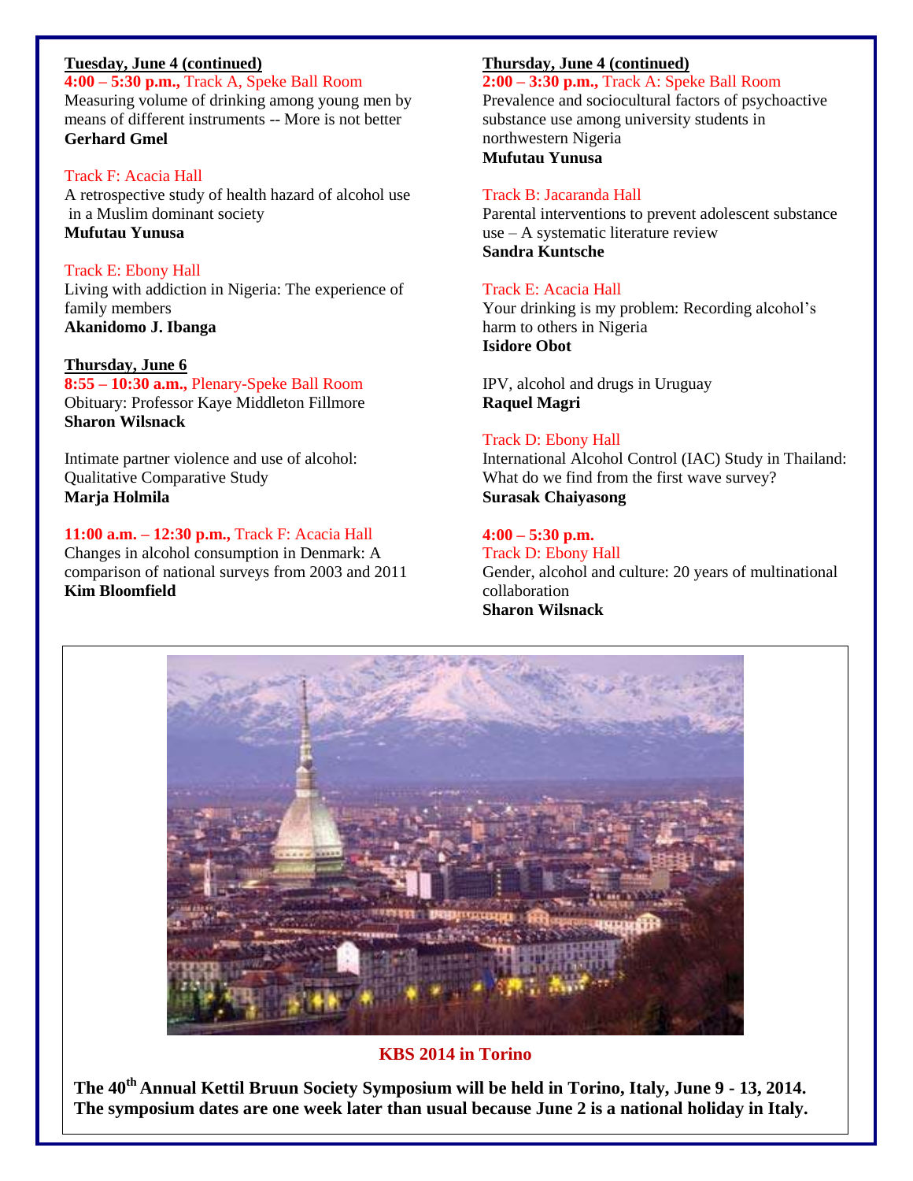**Tuesday, June 4 (continued)**

**4:00 – 5:30 p.m.,** Track A, Speke Ball Room
Measuring volume of drinking among young men by means of different instruments -- More is not better
**Gerhard Gmel**

Track F: Acacia Hall
A retrospective study of health hazard of alcohol use in a Muslim dominant society
**Mufutau Yunusa**

Track E: Ebony Hall
Living with addiction in Nigeria: The experience of family members
**Akanidomo J. Ibanga**

**Thursday, June 6**

**8:55 – 10:30 a.m.,** Plenary-Speke Ball Room
Obituary: Professor Kaye Middleton Fillmore
**Sharon Wilsnack**

Intimate partner violence and use of alcohol: Qualitative Comparative Study
**Marja Holmila**

**11:00 a.m. – 12:30 p.m.,** Track F: Acacia Hall
Changes in alcohol consumption in Denmark: A comparison of national surveys from 2003 and 2011
**Kim Bloomfield**

**Thursday, June 4 (continued)**

**2:00 – 3:30 p.m.,** Track A: Speke Ball Room
Prevalence and sociocultural factors of psychoactive substance use among university students in northwestern Nigeria
**Mufutau Yunusa**

Track B: Jacaranda Hall
Parental interventions to prevent adolescent substance use – A systematic literature review
**Sandra Kuntsche**

Track E: Acacia Hall
Your drinking is my problem: Recording alcohol's harm to others in Nigeria
**Isidore Obot**

IPV, alcohol and drugs in Uruguay
**Raquel Magri**

Track D: Ebony Hall
International Alcohol Control (IAC) Study in Thailand: What do we find from the first wave survey?
**Surasak Chaiyasong**

**4:00 – 5:30 p.m.**
Track D: Ebony Hall
Gender, alcohol and culture: 20 years of multinational collaboration
**Sharon Wilsnack**

**KBS 2014 in Torino**

**The 40th Annual Kettil Bruun Society Symposium will be held in Torino, Italy, June 9 - 13, 2014. The symposium dates are one week later than usual because June 2 is a national holiday in Italy.**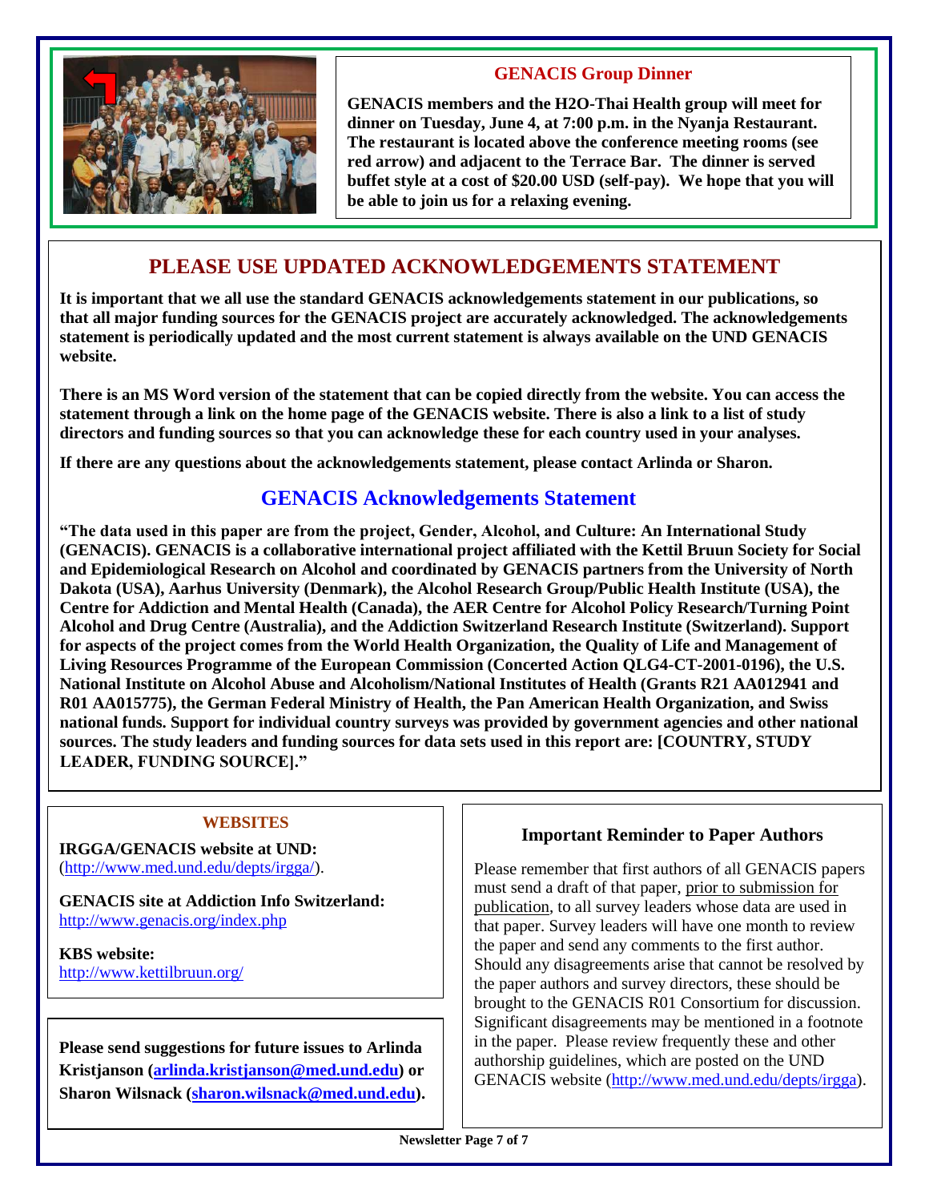## GENACIS Group Dinner

**GENACIS members and the H2O-Thai Health group will meet for dinner on Tuesday, June 4, at 7:00 p.m. in the Nyanja Restaurant. The restaurant is located above the conference meeting rooms (see red arrow) and adjacent to the Terrace Bar. The dinner is served buffet style at a cost of $20.00 USD (self-pay). We hope that you will be able to join us for a relaxing evening.**

## PLEASE USE UPDATED ACKNOWLEDGEMENTS STATEMENT

**It is important that we all use the standard GENACIS acknowledgements statement in our publications, so that all major funding sources for the GENACIS project are accurately acknowledged. The acknowledgements statement is periodically updated and the most current statement is always available on the UND GENACIS website.**

**There is an MS Word version of the statement that can be copied directly from the website. You can access the statement through a link on the home page of the GENACIS website. There is also a link to a list of study directors and funding sources so that you can acknowledge these for each country used in your analyses.**

**If there are any questions about the acknowledgements statement, please contact Arlinda or Sharon.**

## GENACIS Acknowledgements Statement

**"The data used in this paper are from the project, Gender, Alcohol, and Culture: An International Study (GENACIS). GENACIS is a collaborative international project affiliated with the Kettil Bruun Society for Social and Epidemiological Research on Alcohol and coordinated by GENACIS partners from the University of North Dakota (USA), Aarhus University (Denmark), the Alcohol Research Group/Public Health Institute (USA), the Centre for Addiction and Mental Health (Canada), the AER Centre for Alcohol Policy Research/Turning Point Alcohol and Drug Centre (Australia), and the Addiction Switzerland Research Institute (Switzerland). Support for aspects of the project comes from the World Health Organization, the Quality of Life and Management of Living Resources Programme of the European Commission (Concerted Action QLG4-CT-2001-0196), the U.S. National Institute on Alcohol Abuse and Alcoholism/National Institutes of Health (Grants R21 AA012941 and R01 AA015775), the German Federal Ministry of Health, the Pan American Health Organization, and Swiss national funds. Support for individual country surveys was provided by government agencies and other national sources. The study leaders and funding sources for data sets used in this report are: [COUNTRY, STUDY LEADER, FUNDING SOURCE]."**

### WEBSITES

**IRGGA/GENACIS website at UND:**
(http://www.med.und.edu/depts/irgga/).

**GENACIS site at Addiction Info Switzerland:**
http://www.genacis.org/index.php

**KBS website:**
http://www.kettilbruun.org/

**Please send suggestions for future issues to Arlinda Kristjanson (arlinda.kristjanson@med.und.edu) or Sharon Wilsnack (sharon.wilsnack@med.und.edu).**

### Important Reminder to Paper Authors

Please remember that first authors of all GENACIS papers must send a draft of that paper, prior to submission for publication, to all survey leaders whose data are used in that paper. Survey leaders will have one month to review the paper and send any comments to the first author. Should any disagreements arise that cannot be resolved by the paper authors and survey directors, these should be brought to the GENACIS R01 Consortium for discussion. Significant disagreements may be mentioned in a footnote in the paper. Please review frequently these and other authorship guidelines, which are posted on the UND GENACIS website (http://www.med.und.edu/depts/irgga).